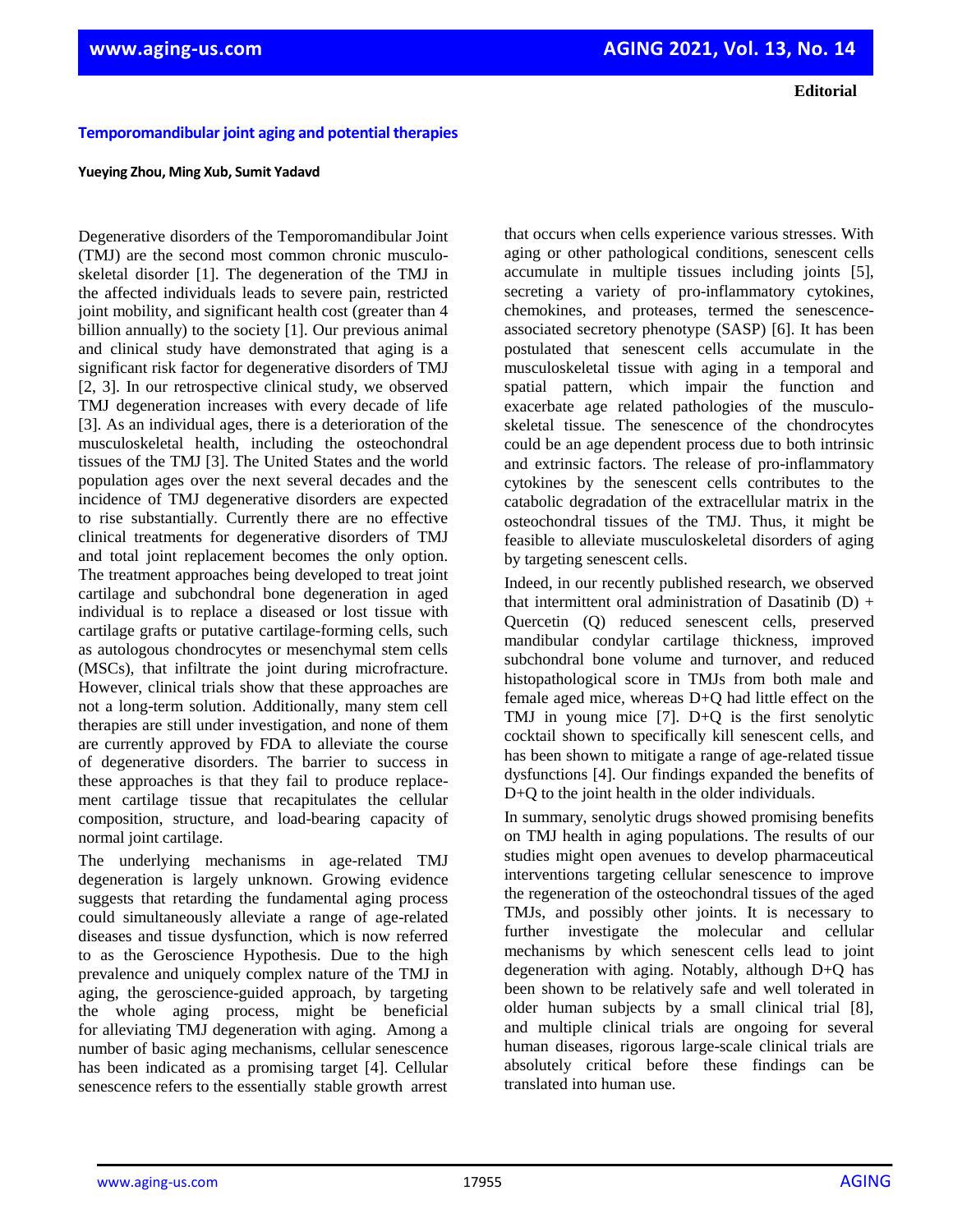Editorial

# Temporomandibular joint aging and potential therapies

**Yueying Zhou, Ming Xub, Sumit Yadavd**

Degenerative disorders of the Temporomandibular Joint (TMJ) are the second most common chronic musculoskeletal disorder [1]. The degeneration of the TMJ in the affected individuals leads to severe pain, restricted joint mobility, and significant health cost (greater than 4 billion annually) to the society [1]. Our previous animal and clinical study have demonstrated that aging is a significant risk factor for degenerative disorders of TMJ [2, 3]. In our retrospective clinical study, we observed TMJ degeneration increases with every decade of life [3]. As an individual ages, there is a deterioration of the musculoskeletal health, including the osteochondral tissues of the TMJ [3]. The United States and the world population ages over the next several decades and the incidence of TMJ degenerative disorders are expected to rise substantially. Currently there are no effective clinical treatments for degenerative disorders of TMJ and total joint replacement becomes the only option. The treatment approaches being developed to treat joint cartilage and subchondral bone degeneration in aged individual is to replace a diseased or lost tissue with cartilage grafts or putative cartilage-forming cells, such as autologous chondrocytes or mesenchymal stem cells (MSCs), that infiltrate the joint during microfracture. However, clinical trials show that these approaches are not a long-term solution. Additionally, many stem cell therapies are still under investigation, and none of them are currently approved by FDA to alleviate the course of degenerative disorders. The barrier to success in these approaches is that they fail to produce replacement cartilage tissue that recapitulates the cellular composition, structure, and load-bearing capacity of normal joint cartilage.

The underlying mechanisms in age-related TMJ degeneration is largely unknown. Growing evidence suggests that retarding the fundamental aging process could simultaneously alleviate a range of age-related diseases and tissue dysfunction, which is now referred to as the Geroscience Hypothesis. Due to the high prevalence and uniquely complex nature of the TMJ in aging, the geroscience-guided approach, by targeting the whole aging process, might be beneficial for alleviating TMJ degeneration with aging. Among a number of basic aging mechanisms, cellular senescence has been indicated as a promising target [4]. Cellular senescence refers to the essentially stable growth arrest that occurs when cells experience various stresses. With aging or other pathological conditions, senescent cells accumulate in multiple tissues including joints [5], secreting a variety of pro-inflammatory cytokines, chemokines, and proteases, termed the senescence-associated secretory phenotype (SASP) [6]. It has been postulated that senescent cells accumulate in the musculoskeletal tissue with aging in a temporal and spatial pattern, which impair the function and exacerbate age related pathologies of the musculoskeletal tissue. The senescence of the chondrocytes could be an age dependent process due to both intrinsic and extrinsic factors. The release of pro-inflammatory cytokines by the senescent cells contributes to the catabolic degradation of the extracellular matrix in the osteochondral tissues of the TMJ. Thus, it might be feasible to alleviate musculoskeletal disorders of aging by targeting senescent cells.

Indeed, in our recently published research, we observed that intermittent oral administration of Dasatinib (D) + Quercetin (Q) reduced senescent cells, preserved mandibular condylar cartilage thickness, improved subchondral bone volume and turnover, and reduced histopathological score in TMJs from both male and female aged mice, whereas D+Q had little effect on the TMJ in young mice [7]. D+Q is the first senolytic cocktail shown to specifically kill senescent cells, and has been shown to mitigate a range of age-related tissue dysfunctions [4]. Our findings expanded the benefits of D+Q to the joint health in the older individuals.

In summary, senolytic drugs showed promising benefits on TMJ health in aging populations. The results of our studies might open avenues to develop pharmaceutical interventions targeting cellular senescence to improve the regeneration of the osteochondral tissues of the aged TMJs, and possibly other joints. It is necessary to further investigate the molecular and cellular mechanisms by which senescent cells lead to joint degeneration with aging. Notably, although D+Q has been shown to be relatively safe and well tolerated in older human subjects by a small clinical trial [8], and multiple clinical trials are ongoing for several human diseases, rigorous large-scale clinical trials are absolutely critical before these findings can be translated into human use.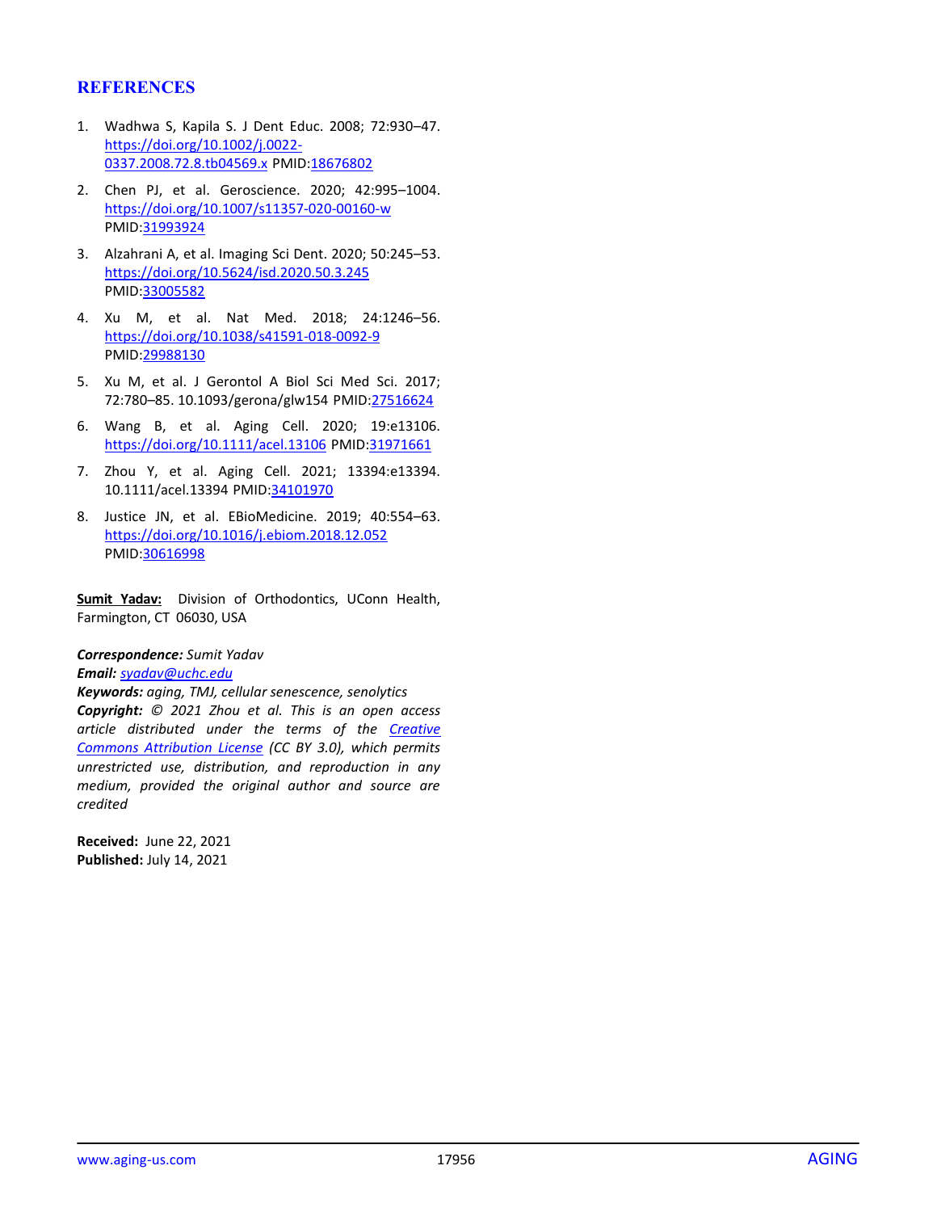## REFERENCES

1. Wadhwa S, Kapila S. J Dent Educ. 2008; 72:930–47. https://doi.org/10.1002/j.0022-0337.2008.72.8.tb04569.x PMID:18676802

2. Chen PJ, et al. Geroscience. 2020; 42:995–1004. https://doi.org/10.1007/s11357-020-00160-w PMID:31993924

3. Alzahrani A, et al. Imaging Sci Dent. 2020; 50:245–53. https://doi.org/10.5624/isd.2020.50.3.245 PMID:33005582

4. Xu M, et al. Nat Med. 2018; 24:1246–56. https://doi.org/10.1038/s41591-018-0092-9 PMID:29988130

5. Xu M, et al. J Gerontol A Biol Sci Med Sci. 2017; 72:780–85. 10.1093/gerona/glw154 PMID:27516624

6. Wang B, et al. Aging Cell. 2020; 19:e13106. https://doi.org/10.1111/acel.13106 PMID:31971661

7. Zhou Y, et al. Aging Cell. 2021; 13394:e13394. 10.1111/acel.13394 PMID:34101970

8. Justice JN, et al. EBioMedicine. 2019; 40:554–63. https://doi.org/10.1016/j.ebiom.2018.12.052 PMID:30616998

**Sumit Yadav:** Division of Orthodontics, UConn Health, Farmington, CT 06030, USA

***Correspondence:*** *Sumit Yadav*
***Email:*** *syadav@uchc.edu*
***Keywords:*** *aging, TMJ, cellular senescence, senolytics*
***Copyright:*** *© 2021 Zhou et al. This is an open access article distributed under the terms of the Creative Commons Attribution License (CC BY 3.0), which permits unrestricted use, distribution, and reproduction in any medium, provided the original author and source are credited*

**Received:** June 22, 2021
**Published:** July 14, 2021